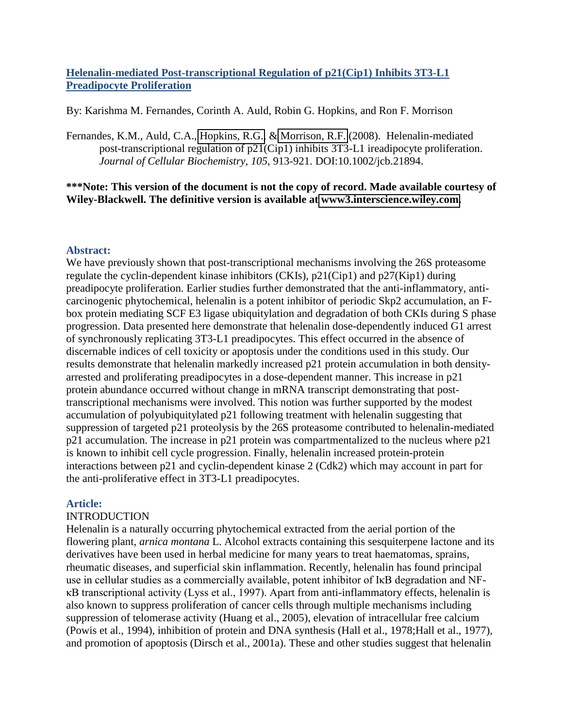# [Helenalin-mediated Post-transcriptional Regulation of p21(Cip1) Inhibits 3T3-L1 Preadipocyte Proliferation]

By: Karishma M. Fernandes, Corinth A. Auld, Robin G. Hopkins, and Ron F. Morrison

Fernandes, K.M., Auld, C.A., [Hopkins, R.G.] & [Morrison, R.F.] (2008). Helenalin-mediated post-transcriptional regulation of p21(Cip1) inhibits 3T3-L1 ireadipocyte proliferation. *Journal of Cellular Biochemistry, 105*, 913-921. DOI:10.1002/jcb.21894.

**\*\*\*Note: This version of the document is not the copy of record. Made available courtesy of Wiley-Blackwell. The definitive version is available at [www3.interscience.wiley.com].**

## Abstract:

We have previously shown that post-transcriptional mechanisms involving the 26S proteasome regulate the cyclin-dependent kinase inhibitors (CKIs), p21(Cip1) and p27(Kip1) during preadipocyte proliferation. Earlier studies further demonstrated that the anti-inflammatory, anti-carcinogenic phytochemical, helenalin is a potent inhibitor of periodic Skp2 accumulation, an F-box protein mediating SCF E3 ligase ubiquitylation and degradation of both CKIs during S phase progression. Data presented here demonstrate that helenalin dose-dependently induced G1 arrest of synchronously replicating 3T3-L1 preadipocytes. This effect occurred in the absence of discernable indices of cell toxicity or apoptosis under the conditions used in this study. Our results demonstrate that helenalin markedly increased p21 protein accumulation in both density-arrested and proliferating preadipocytes in a dose-dependent manner. This increase in p21 protein abundance occurred without change in mRNA transcript demonstrating that post-transcriptional mechanisms were involved. This notion was further supported by the modest accumulation of polyubiquitylated p21 following treatment with helenalin suggesting that suppression of targeted p21 proteolysis by the 26S proteasome contributed to helenalin-mediated p21 accumulation. The increase in p21 protein was compartmentalized to the nucleus where p21 is known to inhibit cell cycle progression. Finally, helenalin increased protein-protein interactions between p21 and cyclin-dependent kinase 2 (Cdk2) which may account in part for the anti-proliferative effect in 3T3-L1 preadipocytes.

## Article:

### INTRODUCTION

Helenalin is a naturally occurring phytochemical extracted from the aerial portion of the flowering plant, *arnica montana* L. Alcohol extracts containing this sesquiterpene lactone and its derivatives have been used in herbal medicine for many years to treat haematomas, sprains, rheumatic diseases, and superficial skin inflammation. Recently, helenalin has found principal use in cellular studies as a commercially available, potent inhibitor of IκB degradation and NF-κB transcriptional activity (Lyss et al., 1997). Apart from anti-inflammatory effects, helenalin is also known to suppress proliferation of cancer cells through multiple mechanisms including suppression of telomerase activity (Huang et al., 2005), elevation of intracellular free calcium (Powis et al., 1994), inhibition of protein and DNA synthesis (Hall et al., 1978;Hall et al., 1977), and promotion of apoptosis (Dirsch et al., 2001a). These and other studies suggest that helenalin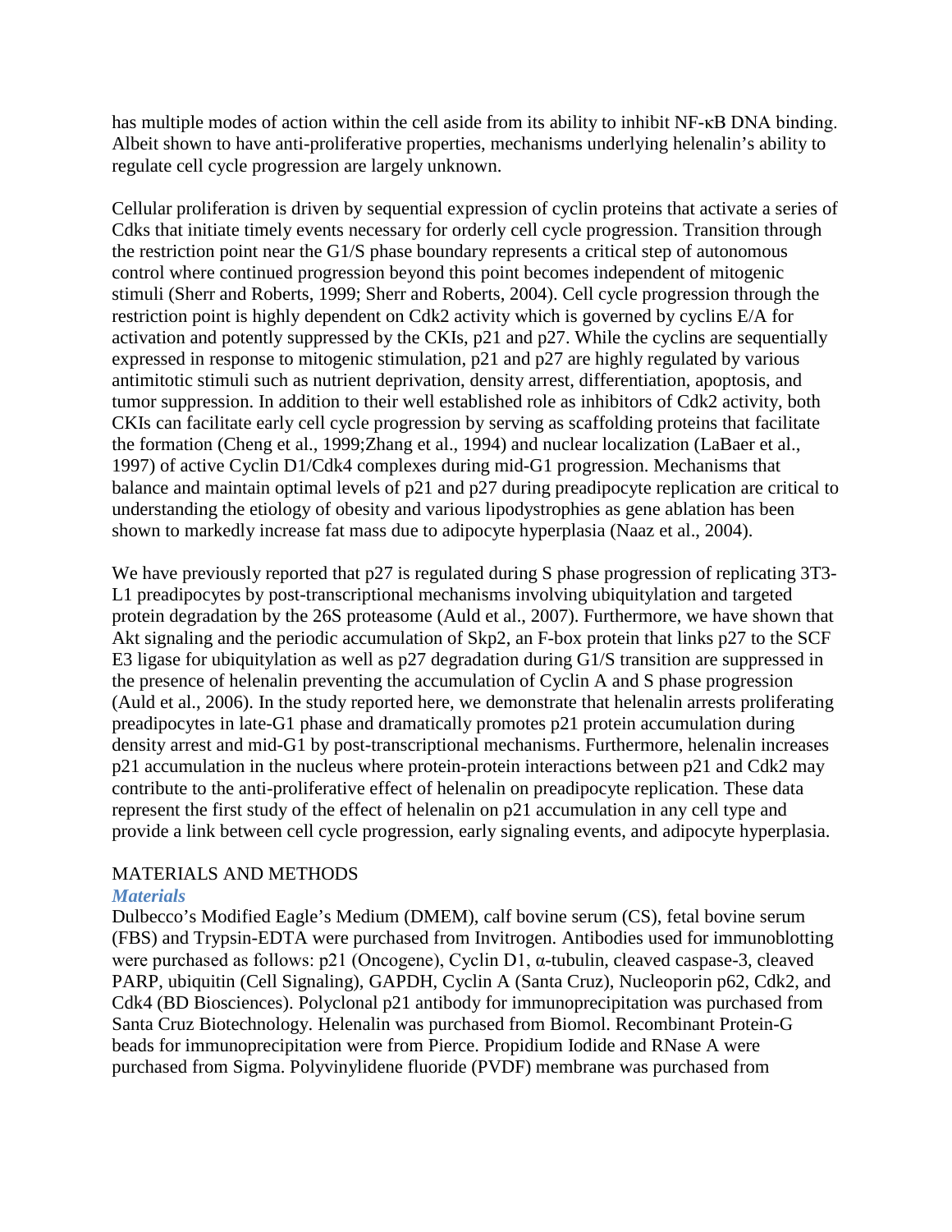has multiple modes of action within the cell aside from its ability to inhibit NF-κB DNA binding. Albeit shown to have anti-proliferative properties, mechanisms underlying helenalin's ability to regulate cell cycle progression are largely unknown.

Cellular proliferation is driven by sequential expression of cyclin proteins that activate a series of Cdks that initiate timely events necessary for orderly cell cycle progression. Transition through the restriction point near the G1/S phase boundary represents a critical step of autonomous control where continued progression beyond this point becomes independent of mitogenic stimuli (Sherr and Roberts, 1999; Sherr and Roberts, 2004). Cell cycle progression through the restriction point is highly dependent on Cdk2 activity which is governed by cyclins E/A for activation and potently suppressed by the CKIs, p21 and p27. While the cyclins are sequentially expressed in response to mitogenic stimulation, p21 and p27 are highly regulated by various antimitotic stimuli such as nutrient deprivation, density arrest, differentiation, apoptosis, and tumor suppression. In addition to their well established role as inhibitors of Cdk2 activity, both CKIs can facilitate early cell cycle progression by serving as scaffolding proteins that facilitate the formation (Cheng et al., 1999;Zhang et al., 1994) and nuclear localization (LaBaer et al., 1997) of active Cyclin D1/Cdk4 complexes during mid-G1 progression. Mechanisms that balance and maintain optimal levels of p21 and p27 during preadipocyte replication are critical to understanding the etiology of obesity and various lipodystrophies as gene ablation has been shown to markedly increase fat mass due to adipocyte hyperplasia (Naaz et al., 2004).

We have previously reported that p27 is regulated during S phase progression of replicating 3T3-L1 preadipocytes by post-transcriptional mechanisms involving ubiquitylation and targeted protein degradation by the 26S proteasome (Auld et al., 2007). Furthermore, we have shown that Akt signaling and the periodic accumulation of Skp2, an F-box protein that links p27 to the SCF E3 ligase for ubiquitylation as well as p27 degradation during G1/S transition are suppressed in the presence of helenalin preventing the accumulation of Cyclin A and S phase progression (Auld et al., 2006). In the study reported here, we demonstrate that helenalin arrests proliferating preadipocytes in late-G1 phase and dramatically promotes p21 protein accumulation during density arrest and mid-G1 by post-transcriptional mechanisms. Furthermore, helenalin increases p21 accumulation in the nucleus where protein-protein interactions between p21 and Cdk2 may contribute to the anti-proliferative effect of helenalin on preadipocyte replication. These data represent the first study of the effect of helenalin on p21 accumulation in any cell type and provide a link between cell cycle progression, early signaling events, and adipocyte hyperplasia.

## MATERIALS AND METHODS

### *Materials*

Dulbecco's Modified Eagle's Medium (DMEM), calf bovine serum (CS), fetal bovine serum (FBS) and Trypsin-EDTA were purchased from Invitrogen. Antibodies used for immunoblotting were purchased as follows: p21 (Oncogene), Cyclin D1, α-tubulin, cleaved caspase-3, cleaved PARP, ubiquitin (Cell Signaling), GAPDH, Cyclin A (Santa Cruz), Nucleoporin p62, Cdk2, and Cdk4 (BD Biosciences). Polyclonal p21 antibody for immunoprecipitation was purchased from Santa Cruz Biotechnology. Helenalin was purchased from Biomol. Recombinant Protein-G beads for immunoprecipitation were from Pierce. Propidium Iodide and RNase A were purchased from Sigma. Polyvinylidene fluoride (PVDF) membrane was purchased from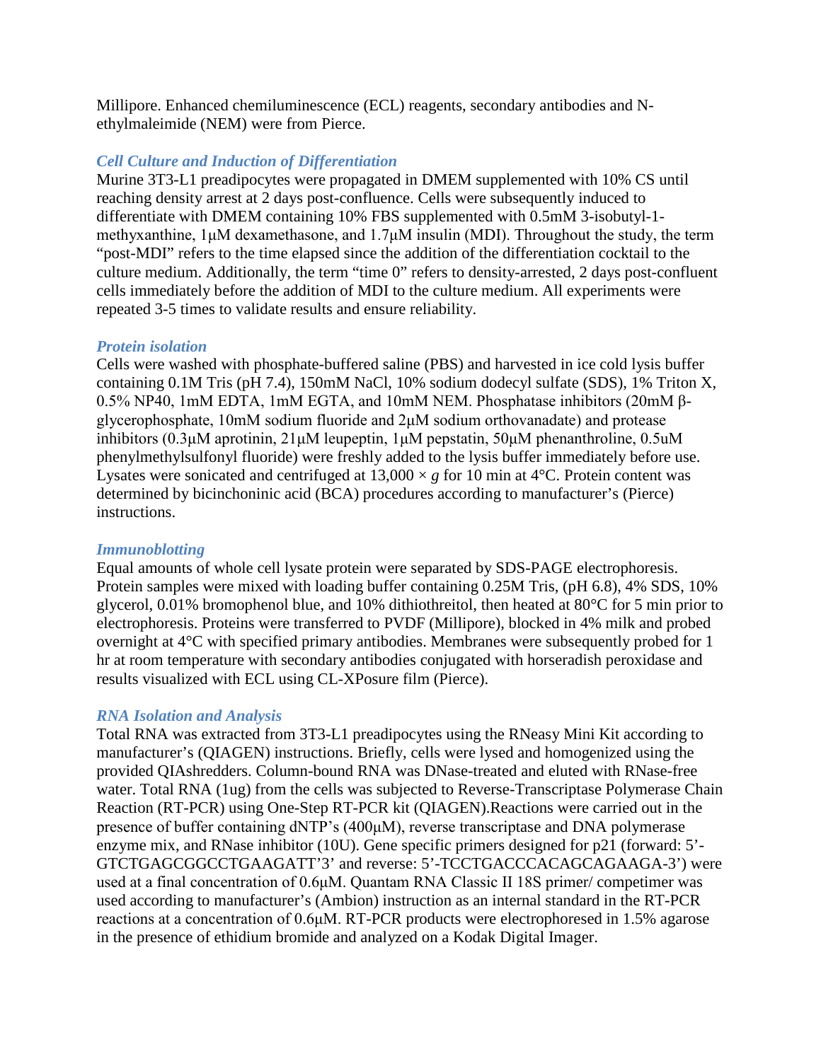Millipore. Enhanced chemiluminescence (ECL) reagents, secondary antibodies and N-ethylmaleimide (NEM) were from Pierce.

### *Cell Culture and Induction of Differentiation*

Murine 3T3-L1 preadipocytes were propagated in DMEM supplemented with 10% CS until reaching density arrest at 2 days post-confluence. Cells were subsequently induced to differentiate with DMEM containing 10% FBS supplemented with 0.5mM 3-isobutyl-1-methyxanthine, 1μM dexamethasone, and 1.7μM insulin (MDI). Throughout the study, the term "post-MDI" refers to the time elapsed since the addition of the differentiation cocktail to the culture medium. Additionally, the term "time 0" refers to density-arrested, 2 days post-confluent cells immediately before the addition of MDI to the culture medium. All experiments were repeated 3-5 times to validate results and ensure reliability.

### *Protein isolation*

Cells were washed with phosphate-buffered saline (PBS) and harvested in ice cold lysis buffer containing 0.1M Tris (pH 7.4), 150mM NaCl, 10% sodium dodecyl sulfate (SDS), 1% Triton X, 0.5% NP40, 1mM EDTA, 1mM EGTA, and 10mM NEM. Phosphatase inhibitors (20mM β-glycerophosphate, 10mM sodium fluoride and 2μM sodium orthovanadate) and protease inhibitors (0.3μM aprotinin, 21μM leupeptin, 1μM pepstatin, 50μM phenanthroline, 0.5uM phenylmethylsulfonyl fluoride) were freshly added to the lysis buffer immediately before use. Lysates were sonicated and centrifuged at 13,000 × *g* for 10 min at 4°C. Protein content was determined by bicinchoninic acid (BCA) procedures according to manufacturer's (Pierce) instructions.

### *Immunoblotting*

Equal amounts of whole cell lysate protein were separated by SDS-PAGE electrophoresis. Protein samples were mixed with loading buffer containing 0.25M Tris, (pH 6.8), 4% SDS, 10% glycerol, 0.01% bromophenol blue, and 10% dithiothreitol, then heated at 80°C for 5 min prior to electrophoresis. Proteins were transferred to PVDF (Millipore), blocked in 4% milk and probed overnight at 4°C with specified primary antibodies. Membranes were subsequently probed for 1 hr at room temperature with secondary antibodies conjugated with horseradish peroxidase and results visualized with ECL using CL-XPosure film (Pierce).

### *RNA Isolation and Analysis*

Total RNA was extracted from 3T3-L1 preadipocytes using the RNeasy Mini Kit according to manufacturer's (QIAGEN) instructions. Briefly, cells were lysed and homogenized using the provided QIAshredders. Column-bound RNA was DNase-treated and eluted with RNase-free water. Total RNA (1ug) from the cells was subjected to Reverse-Transcriptase Polymerase Chain Reaction (RT-PCR) using One-Step RT-PCR kit (QIAGEN).Reactions were carried out in the presence of buffer containing dNTP's (400μM), reverse transcriptase and DNA polymerase enzyme mix, and RNase inhibitor (10U). Gene specific primers designed for p21 (forward: 5'-GTCTGAGCGGCCTGAAGATT'3' and reverse: 5'-TCCTGACCCACAGCAGAAGA-3') were used at a final concentration of 0.6μM. Quantam RNA Classic II 18S primer/ competimer was used according to manufacturer's (Ambion) instruction as an internal standard in the RT-PCR reactions at a concentration of 0.6μM. RT-PCR products were electrophoresed in 1.5% agarose in the presence of ethidium bromide and analyzed on a Kodak Digital Imager.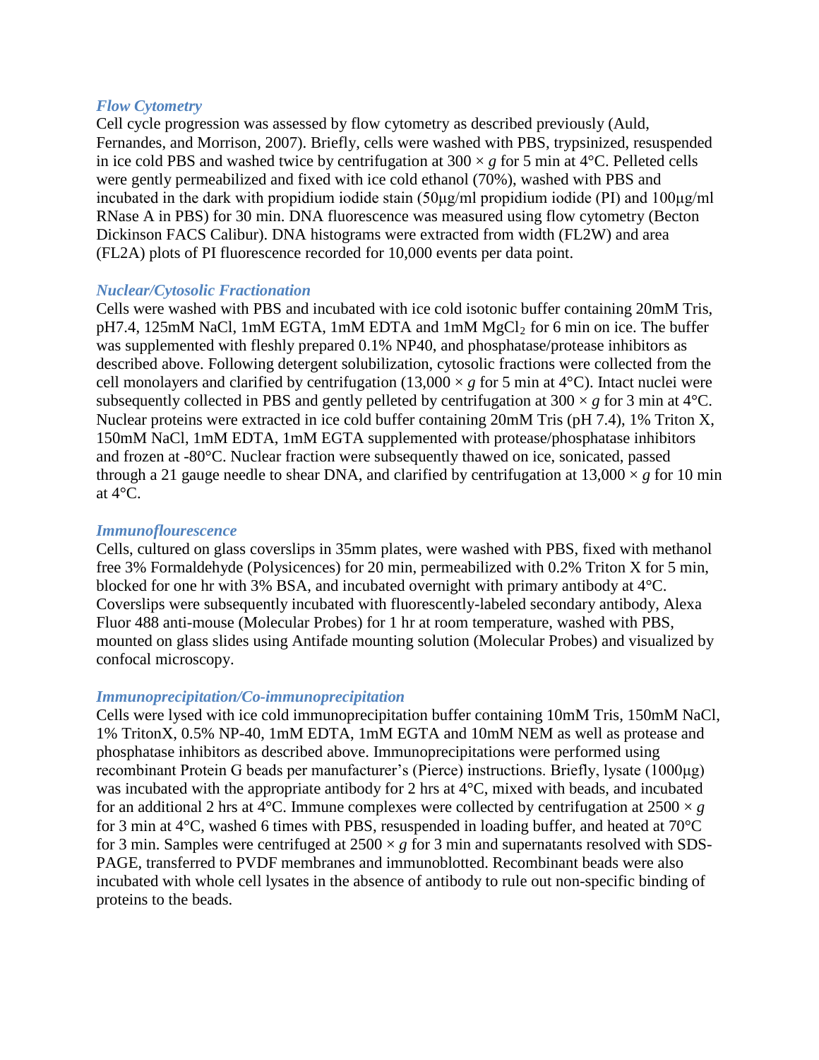### *Flow Cytometry*

Cell cycle progression was assessed by flow cytometry as described previously (Auld, Fernandes, and Morrison, 2007). Briefly, cells were washed with PBS, trypsinized, resuspended in ice cold PBS and washed twice by centrifugation at $300 \times g$ for 5 min at 4°C. Pelleted cells were gently permeabilized and fixed with ice cold ethanol (70%), washed with PBS and incubated in the dark with propidium iodide stain (50μg/ml propidium iodide (PI) and 100μg/ml RNase A in PBS) for 30 min. DNA fluorescence was measured using flow cytometry (Becton Dickinson FACS Calibur). DNA histograms were extracted from width (FL2W) and area (FL2A) plots of PI fluorescence recorded for 10,000 events per data point.

### *Nuclear/Cytosolic Fractionation*

Cells were washed with PBS and incubated with ice cold isotonic buffer containing 20mM Tris, pH7.4, 125mM NaCl, 1mM EGTA, 1mM EDTA and 1mM $MgCl_2$ for 6 min on ice. The buffer was supplemented with fleshly prepared 0.1% NP40, and phosphatase/protease inhibitors as described above. Following detergent solubilization, cytosolic fractions were collected from the cell monolayers and clarified by centrifugation ($13,000 \times g$ for 5 min at 4°C). Intact nuclei were subsequently collected in PBS and gently pelleted by centrifugation at $300 \times g$ for 3 min at 4°C. Nuclear proteins were extracted in ice cold buffer containing 20mM Tris (pH 7.4), 1% Triton X, 150mM NaCl, 1mM EDTA, 1mM EGTA supplemented with protease/phosphatase inhibitors and frozen at -80°C. Nuclear fraction were subsequently thawed on ice, sonicated, passed through a 21 gauge needle to shear DNA, and clarified by centrifugation at $13,000 \times g$ for 10 min at 4°C.

### *Immunoflourescence*

Cells, cultured on glass coverslips in 35mm plates, were washed with PBS, fixed with methanol free 3% Formaldehyde (Polysicences) for 20 min, permeabilized with 0.2% Triton X for 5 min, blocked for one hr with 3% BSA, and incubated overnight with primary antibody at 4°C. Coverslips were subsequently incubated with fluorescently-labeled secondary antibody, Alexa Fluor 488 anti-mouse (Molecular Probes) for 1 hr at room temperature, washed with PBS, mounted on glass slides using Antifade mounting solution (Molecular Probes) and visualized by confocal microscopy.

### *Immunoprecipitation/Co-immunoprecipitation*

Cells were lysed with ice cold immunoprecipitation buffer containing 10mM Tris, 150mM NaCl, 1% TritonX, 0.5% NP-40, 1mM EDTA, 1mM EGTA and 10mM NEM as well as protease and phosphatase inhibitors as described above. Immunoprecipitations were performed using recombinant Protein G beads per manufacturer's (Pierce) instructions. Briefly, lysate (1000μg) was incubated with the appropriate antibody for 2 hrs at 4°C, mixed with beads, and incubated for an additional 2 hrs at 4°C. Immune complexes were collected by centrifugation at $2500 \times g$ for 3 min at 4°C, washed 6 times with PBS, resuspended in loading buffer, and heated at 70°C for 3 min. Samples were centrifuged at $2500 \times g$ for 3 min and supernatants resolved with SDS-PAGE, transferred to PVDF membranes and immunoblotted. Recombinant beads were also incubated with whole cell lysates in the absence of antibody to rule out non-specific binding of proteins to the beads.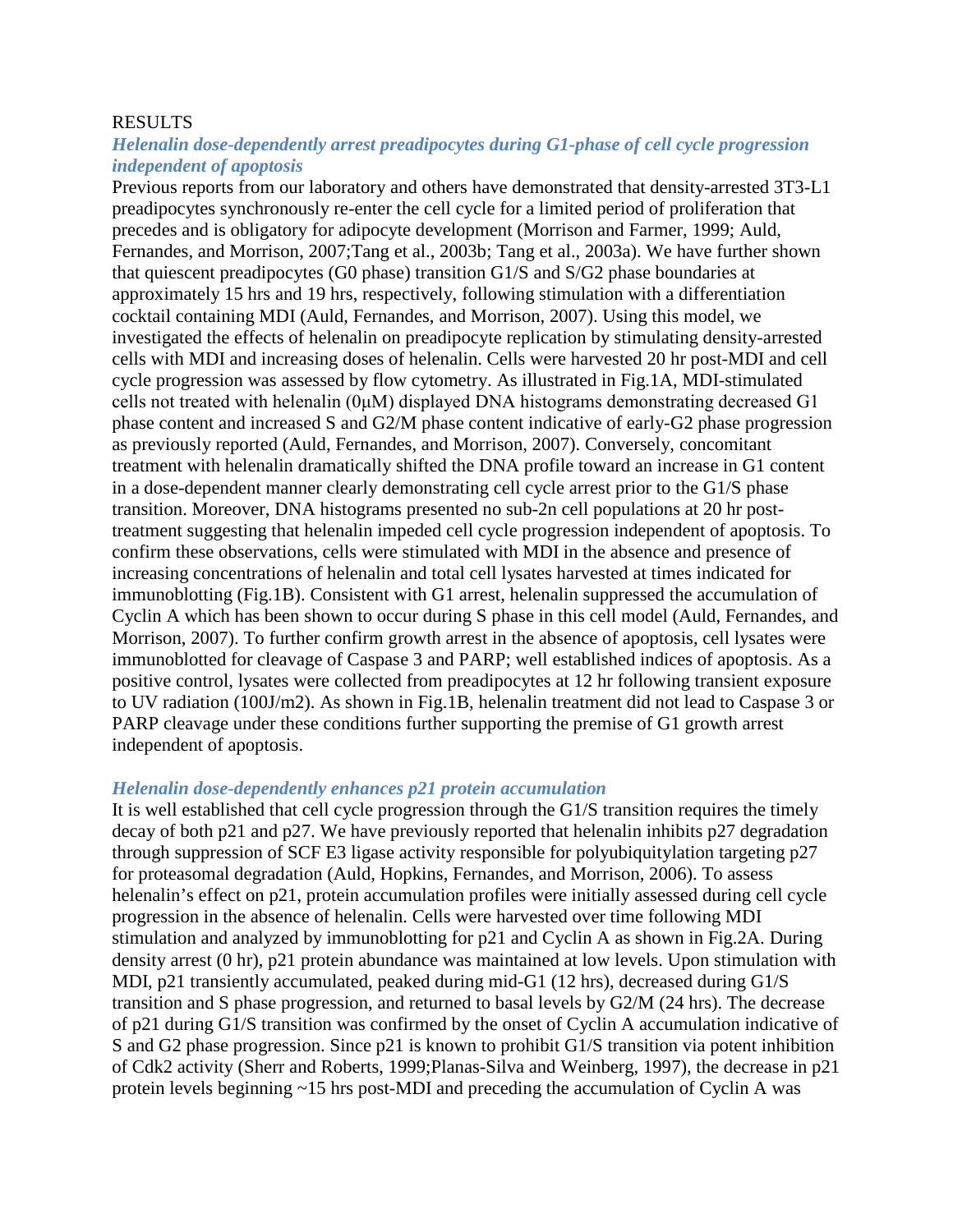# RESULTS

### *Helenalin dose-dependently arrest preadipocytes during G1-phase of cell cycle progression independent of apoptosis*

Previous reports from our laboratory and others have demonstrated that density-arrested 3T3-L1 preadipocytes synchronously re-enter the cell cycle for a limited period of proliferation that precedes and is obligatory for adipocyte development (Morrison and Farmer, 1999; Auld, Fernandes, and Morrison, 2007;Tang et al., 2003b; Tang et al., 2003a). We have further shown that quiescent preadipocytes (G0 phase) transition G1/S and S/G2 phase boundaries at approximately 15 hrs and 19 hrs, respectively, following stimulation with a differentiation cocktail containing MDI (Auld, Fernandes, and Morrison, 2007). Using this model, we investigated the effects of helenalin on preadipocyte replication by stimulating density-arrested cells with MDI and increasing doses of helenalin. Cells were harvested 20 hr post-MDI and cell cycle progression was assessed by flow cytometry. As illustrated in Fig.1A, MDI-stimulated cells not treated with helenalin (0μM) displayed DNA histograms demonstrating decreased G1 phase content and increased S and G2/M phase content indicative of early-G2 phase progression as previously reported (Auld, Fernandes, and Morrison, 2007). Conversely, concomitant treatment with helenalin dramatically shifted the DNA profile toward an increase in G1 content in a dose-dependent manner clearly demonstrating cell cycle arrest prior to the G1/S phase transition. Moreover, DNA histograms presented no sub-2n cell populations at 20 hr post-treatment suggesting that helenalin impeded cell cycle progression independent of apoptosis. To confirm these observations, cells were stimulated with MDI in the absence and presence of increasing concentrations of helenalin and total cell lysates harvested at times indicated for immunoblotting (Fig.1B). Consistent with G1 arrest, helenalin suppressed the accumulation of Cyclin A which has been shown to occur during S phase in this cell model (Auld, Fernandes, and Morrison, 2007). To further confirm growth arrest in the absence of apoptosis, cell lysates were immunoblotted for cleavage of Caspase 3 and PARP; well established indices of apoptosis. As a positive control, lysates were collected from preadipocytes at 12 hr following transient exposure to UV radiation (100J/m2). As shown in Fig.1B, helenalin treatment did not lead to Caspase 3 or PARP cleavage under these conditions further supporting the premise of G1 growth arrest independent of apoptosis.

### *Helenalin dose-dependently enhances p21 protein accumulation*

It is well established that cell cycle progression through the G1/S transition requires the timely decay of both p21 and p27. We have previously reported that helenalin inhibits p27 degradation through suppression of SCF E3 ligase activity responsible for polyubiquitylation targeting p27 for proteasomal degradation (Auld, Hopkins, Fernandes, and Morrison, 2006). To assess helenalin's effect on p21, protein accumulation profiles were initially assessed during cell cycle progression in the absence of helenalin. Cells were harvested over time following MDI stimulation and analyzed by immunoblotting for p21 and Cyclin A as shown in Fig.2A. During density arrest (0 hr), p21 protein abundance was maintained at low levels. Upon stimulation with MDI, p21 transiently accumulated, peaked during mid-G1 (12 hrs), decreased during G1/S transition and S phase progression, and returned to basal levels by G2/M (24 hrs). The decrease of p21 during G1/S transition was confirmed by the onset of Cyclin A accumulation indicative of S and G2 phase progression. Since p21 is known to prohibit G1/S transition via potent inhibition of Cdk2 activity (Sherr and Roberts, 1999;Planas-Silva and Weinberg, 1997), the decrease in p21 protein levels beginning ~15 hrs post-MDI and preceding the accumulation of Cyclin A was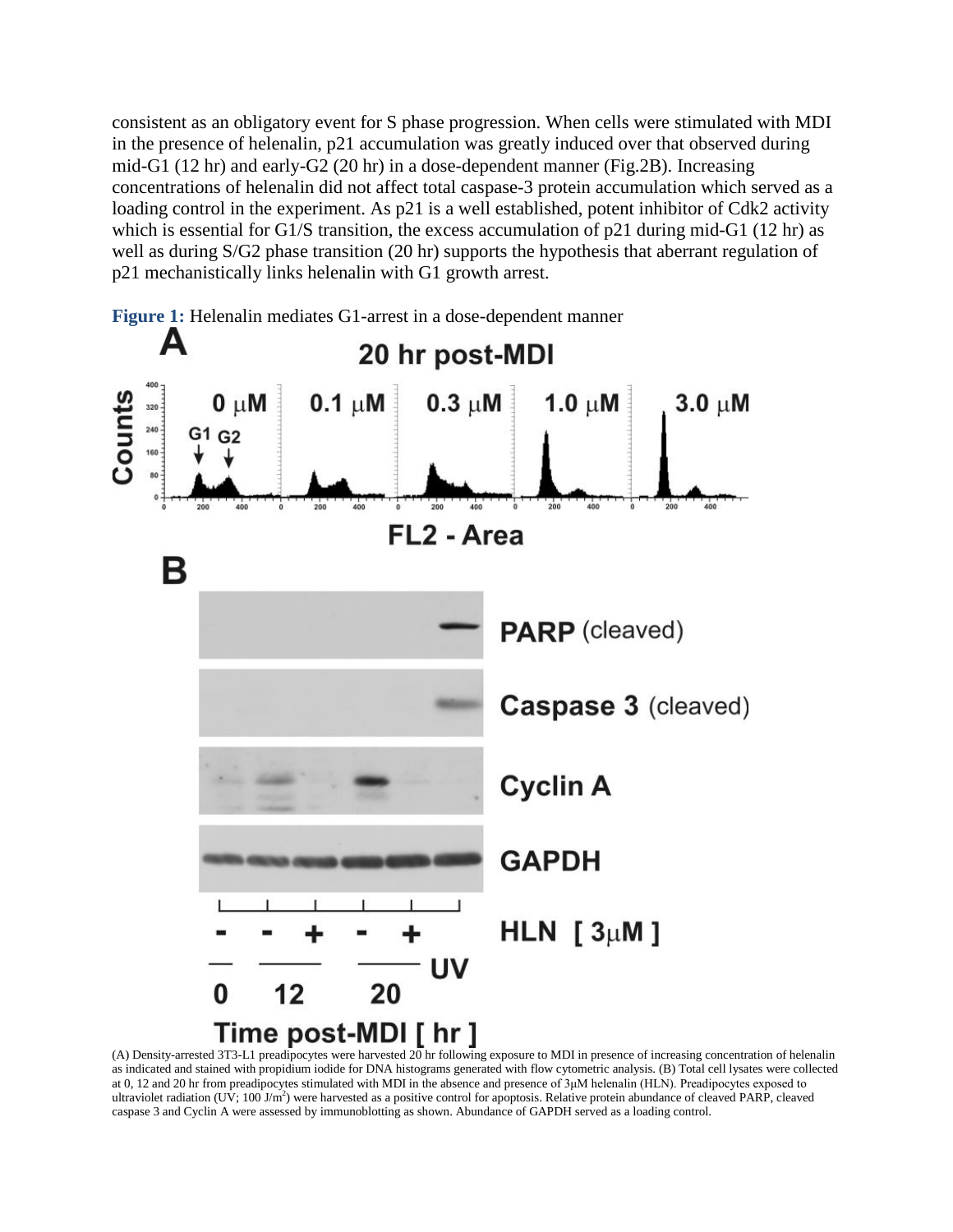consistent as an obligatory event for S phase progression. When cells were stimulated with MDI in the presence of helenalin, p21 accumulation was greatly induced over that observed during mid-G1 (12 hr) and early-G2 (20 hr) in a dose-dependent manner (Fig.2B). Increasing concentrations of helenalin did not affect total caspase-3 protein accumulation which served as a loading control in the experiment. As p21 is a well established, potent inhibitor of Cdk2 activity which is essential for G1/S transition, the excess accumulation of p21 during mid-G1 (12 hr) as well as during S/G2 phase transition (20 hr) supports the hypothesis that aberrant regulation of p21 mechanistically links helenalin with G1 growth arrest.

**Figure 1:** Helenalin mediates G1-arrest in a dose-dependent manner

(A) Density-arrested 3T3-L1 preadipocytes were harvested 20 hr following exposure to MDI in presence of increasing concentration of helenalin as indicated and stained with propidium iodide for DNA histograms generated with flow cytometric analysis. (B) Total cell lysates were collected at 0, 12 and 20 hr from preadipocytes stimulated with MDI in the absence and presence of 3μM helenalin (HLN). Preadipocytes exposed to ultraviolet radiation (UV; 100 J/m$^2$) were harvested as a positive control for apoptosis. Relative protein abundance of cleaved PARP, cleaved caspase 3 and Cyclin A were assessed by immunoblotting as shown. Abundance of GAPDH served as a loading control.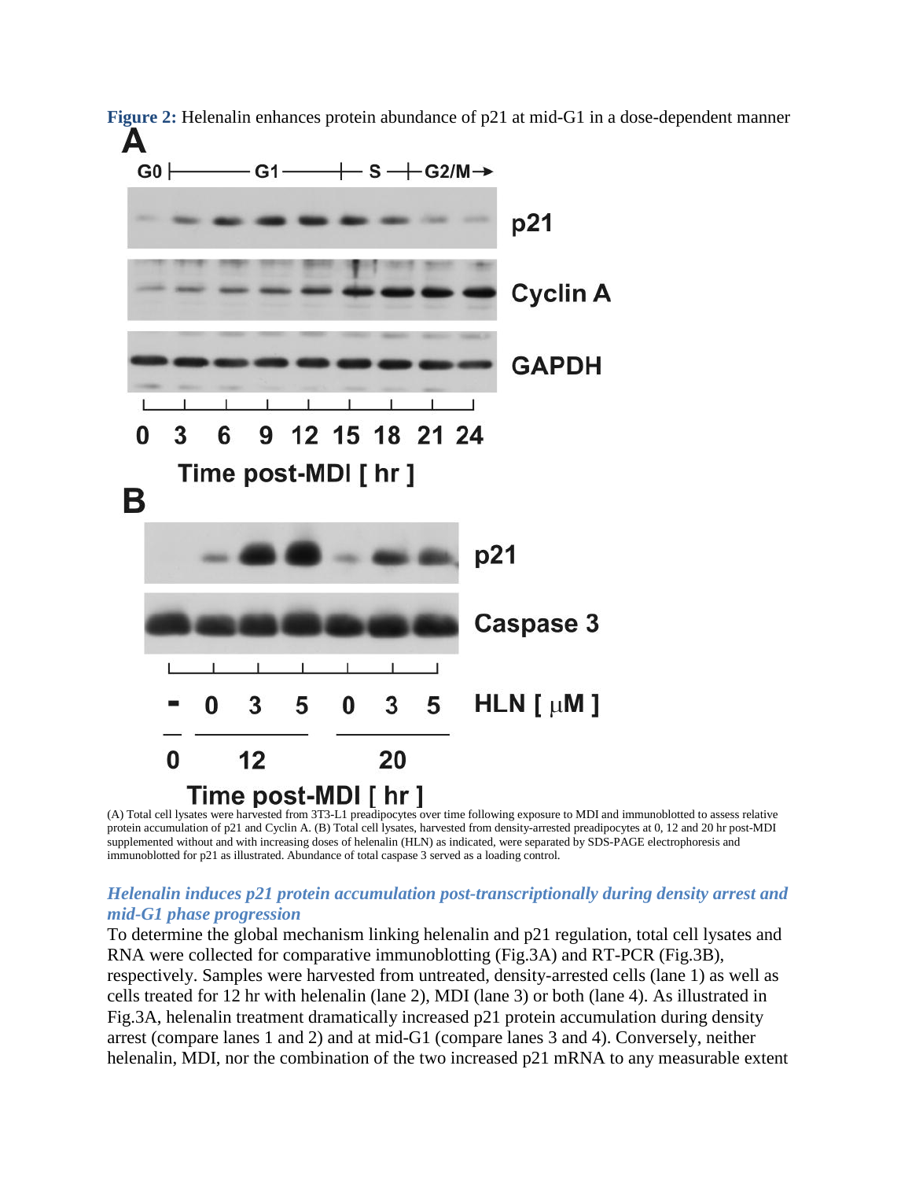**Figure 2:** Helenalin enhances protein abundance of p21 at mid-G1 in a dose-dependent manner

(A) Total cell lysates were harvested from 3T3-L1 preadipocytes over time following exposure to MDI and immunoblotted to assess relative protein accumulation of p21 and Cyclin A. (B) Total cell lysates, harvested from density-arrested preadipocytes at 0, 12 and 20 hr post-MDI supplemented without and with increasing doses of helenalin (HLN) as indicated, were separated by SDS-PAGE electrophoresis and immunoblotted for p21 as illustrated. Abundance of total caspase 3 served as a loading control.

### *Helenalin induces p21 protein accumulation post-transcriptionally during density arrest and mid-G1 phase progression*

To determine the global mechanism linking helenalin and p21 regulation, total cell lysates and RNA were collected for comparative immunoblotting (Fig.3A) and RT-PCR (Fig.3B), respectively. Samples were harvested from untreated, density-arrested cells (lane 1) as well as cells treated for 12 hr with helenalin (lane 2), MDI (lane 3) or both (lane 4). As illustrated in Fig.3A, helenalin treatment dramatically increased p21 protein accumulation during density arrest (compare lanes 1 and 2) and at mid-G1 (compare lanes 3 and 4). Conversely, neither helenalin, MDI, nor the combination of the two increased p21 mRNA to any measurable extent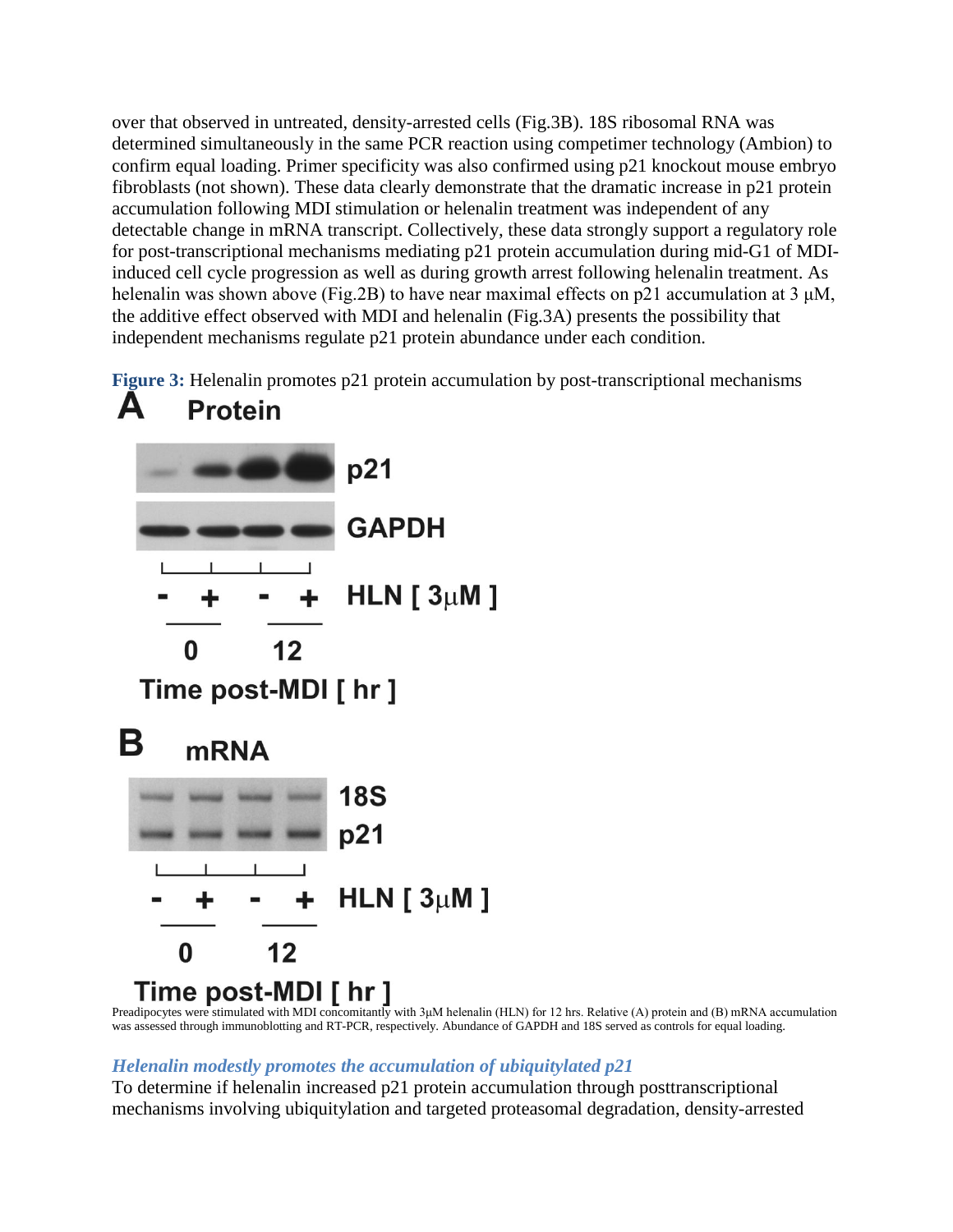over that observed in untreated, density-arrested cells (Fig.3B). 18S ribosomal RNA was determined simultaneously in the same PCR reaction using competimer technology (Ambion) to confirm equal loading. Primer specificity was also confirmed using p21 knockout mouse embryo fibroblasts (not shown). These data clearly demonstrate that the dramatic increase in p21 protein accumulation following MDI stimulation or helenalin treatment was independent of any detectable change in mRNA transcript. Collectively, these data strongly support a regulatory role for post-transcriptional mechanisms mediating p21 protein accumulation during mid-G1 of MDI-induced cell cycle progression as well as during growth arrest following helenalin treatment. As helenalin was shown above (Fig.2B) to have near maximal effects on p21 accumulation at 3 μM, the additive effect observed with MDI and helenalin (Fig.3A) presents the possibility that independent mechanisms regulate p21 protein abundance under each condition.

**Figure 3:** Helenalin promotes p21 protein accumulation by post-transcriptional mechanisms

Preadipocytes were stimulated with MDI concomitantly with 3μM helenalin (HLN) for 12 hrs. Relative (A) protein and (B) mRNA accumulation was assessed through immunoblotting and RT-PCR, respectively. Abundance of GAPDH and 18S served as controls for equal loading.

### *Helenalin modestly promotes the accumulation of ubiquitylated p21*

To determine if helenalin increased p21 protein accumulation through posttranscriptional mechanisms involving ubiquitylation and targeted proteasomal degradation, density-arrested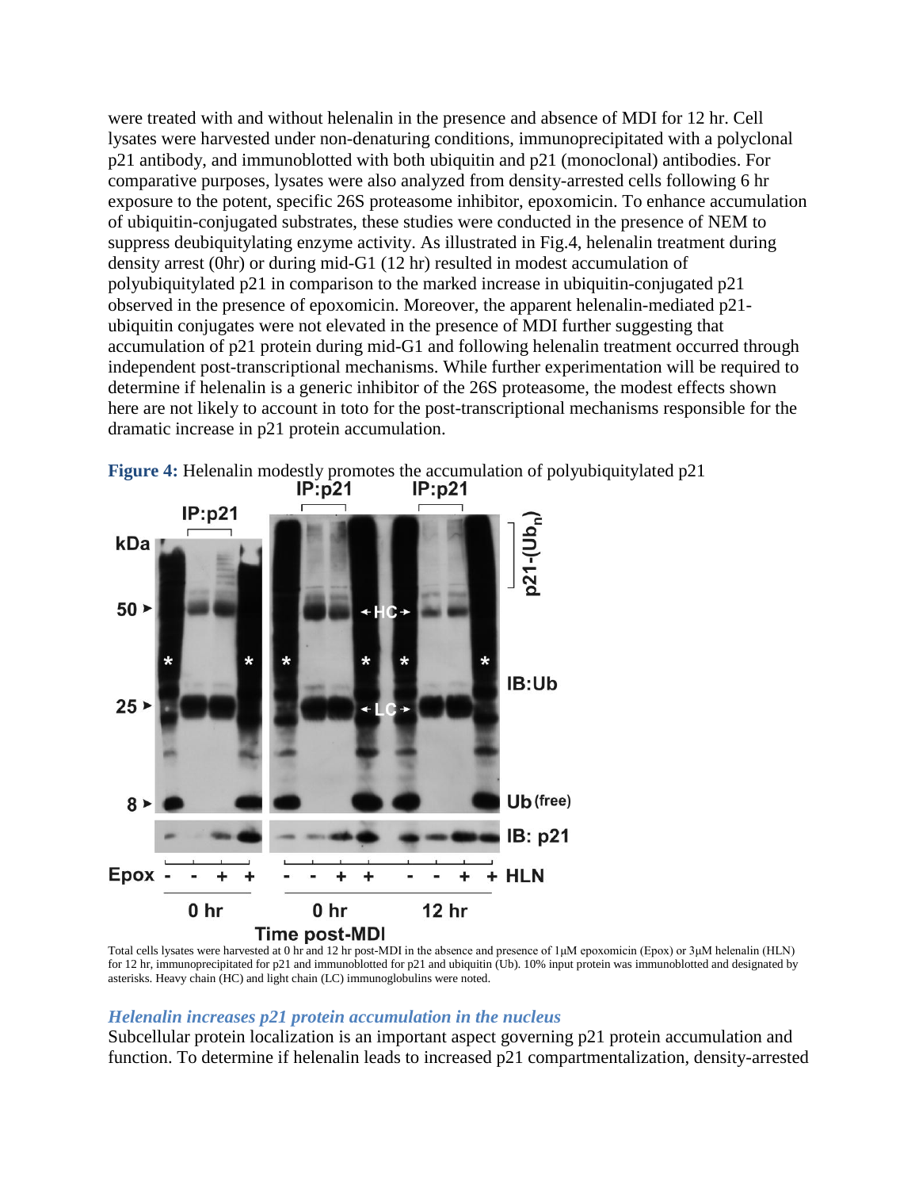were treated with and without helenalin in the presence and absence of MDI for 12 hr. Cell lysates were harvested under non-denaturing conditions, immunoprecipitated with a polyclonal p21 antibody, and immunoblotted with both ubiquitin and p21 (monoclonal) antibodies. For comparative purposes, lysates were also analyzed from density-arrested cells following 6 hr exposure to the potent, specific 26S proteasome inhibitor, epoxomicin. To enhance accumulation of ubiquitin-conjugated substrates, these studies were conducted in the presence of NEM to suppress deubiquitylating enzyme activity. As illustrated in Fig.4, helenalin treatment during density arrest (0hr) or during mid-G1 (12 hr) resulted in modest accumulation of polyubiquitylated p21 in comparison to the marked increase in ubiquitin-conjugated p21 observed in the presence of epoxomicin. Moreover, the apparent helenalin-mediated p21-ubiquitin conjugates were not elevated in the presence of MDI further suggesting that accumulation of p21 protein during mid-G1 and following helenalin treatment occurred through independent post-transcriptional mechanisms. While further experimentation will be required to determine if helenalin is a generic inhibitor of the 26S proteasome, the modest effects shown here are not likely to account in toto for the post-transcriptional mechanisms responsible for the dramatic increase in p21 protein accumulation.

**Figure 4:** Helenalin modestly promotes the accumulation of polyubiquitylated p21

Total cells lysates were harvested at 0 hr and 12 hr post-MDI in the absence and presence of 1μM epoxomicin (Epox) or 3μM helenalin (HLN) for 12 hr, immunoprecipitated for p21 and immunoblotted for p21 and ubiquitin (Ub). 10% input protein was immunoblotted and designated by asterisks. Heavy chain (HC) and light chain (LC) immunoglobulins were noted.

### *Helenalin increases p21 protein accumulation in the nucleus*

Subcellular protein localization is an important aspect governing p21 protein accumulation and function. To determine if helenalin leads to increased p21 compartmentalization, density-arrested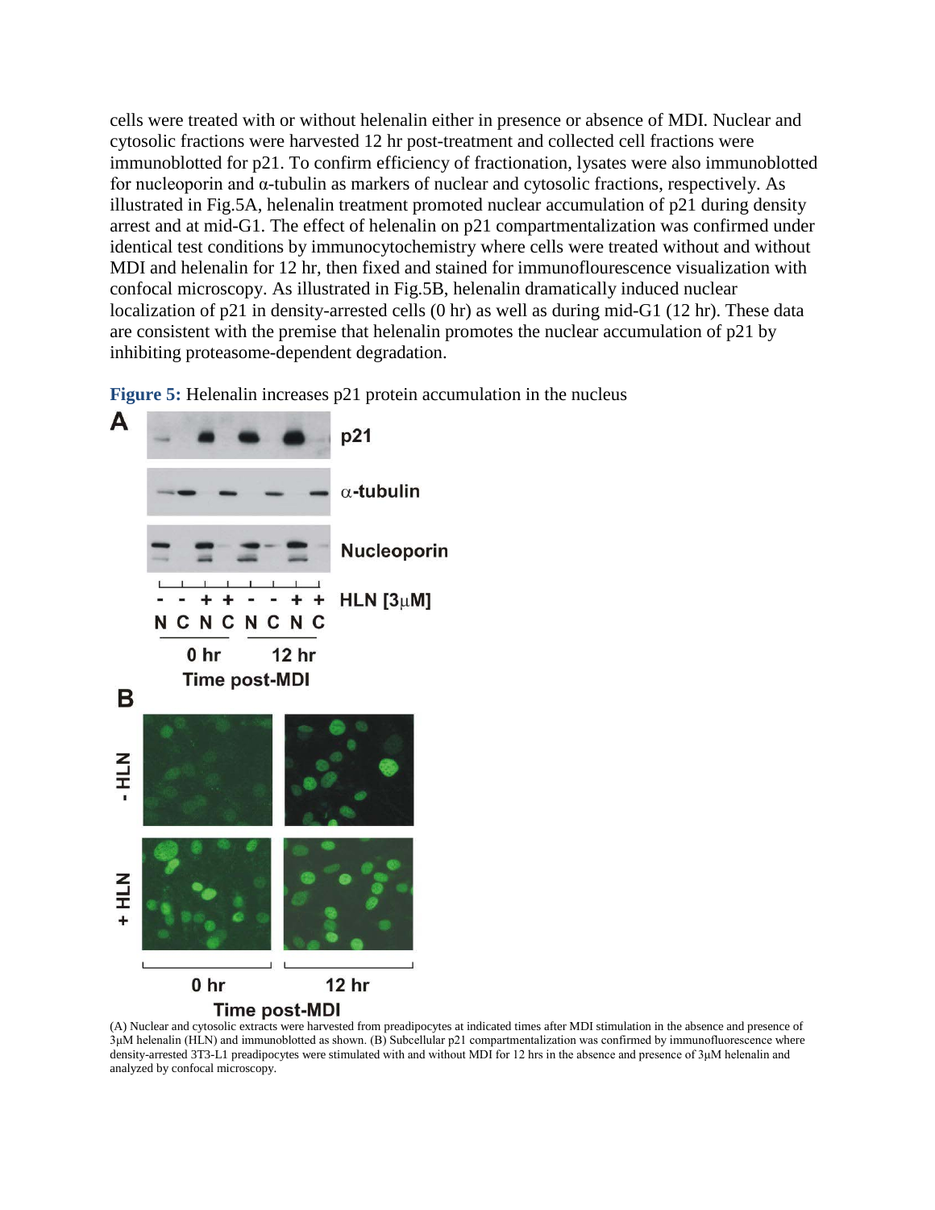cells were treated with or without helenalin either in presence or absence of MDI. Nuclear and cytosolic fractions were harvested 12 hr post-treatment and collected cell fractions were immunoblotted for p21. To confirm efficiency of fractionation, lysates were also immunoblotted for nucleoporin and α-tubulin as markers of nuclear and cytosolic fractions, respectively. As illustrated in Fig.5A, helenalin treatment promoted nuclear accumulation of p21 during density arrest and at mid-G1. The effect of helenalin on p21 compartmentalization was confirmed under identical test conditions by immunocytochemistry where cells were treated without and without MDI and helenalin for 12 hr, then fixed and stained for immunoflourescence visualization with confocal microscopy. As illustrated in Fig.5B, helenalin dramatically induced nuclear localization of p21 in density-arrested cells (0 hr) as well as during mid-G1 (12 hr). These data are consistent with the premise that helenalin promotes the nuclear accumulation of p21 by inhibiting proteasome-dependent degradation.

**Figure 5:** Helenalin increases p21 protein accumulation in the nucleus

(A) Nuclear and cytosolic extracts were harvested from preadipocytes at indicated times after MDI stimulation in the absence and presence of 3μM helenalin (HLN) and immunoblotted as shown. (B) Subcellular p21 compartmentalization was confirmed by immunofluorescence where density-arrested 3T3-L1 preadipocytes were stimulated with and without MDI for 12 hrs in the absence and presence of 3μM helenalin and analyzed by confocal microscopy.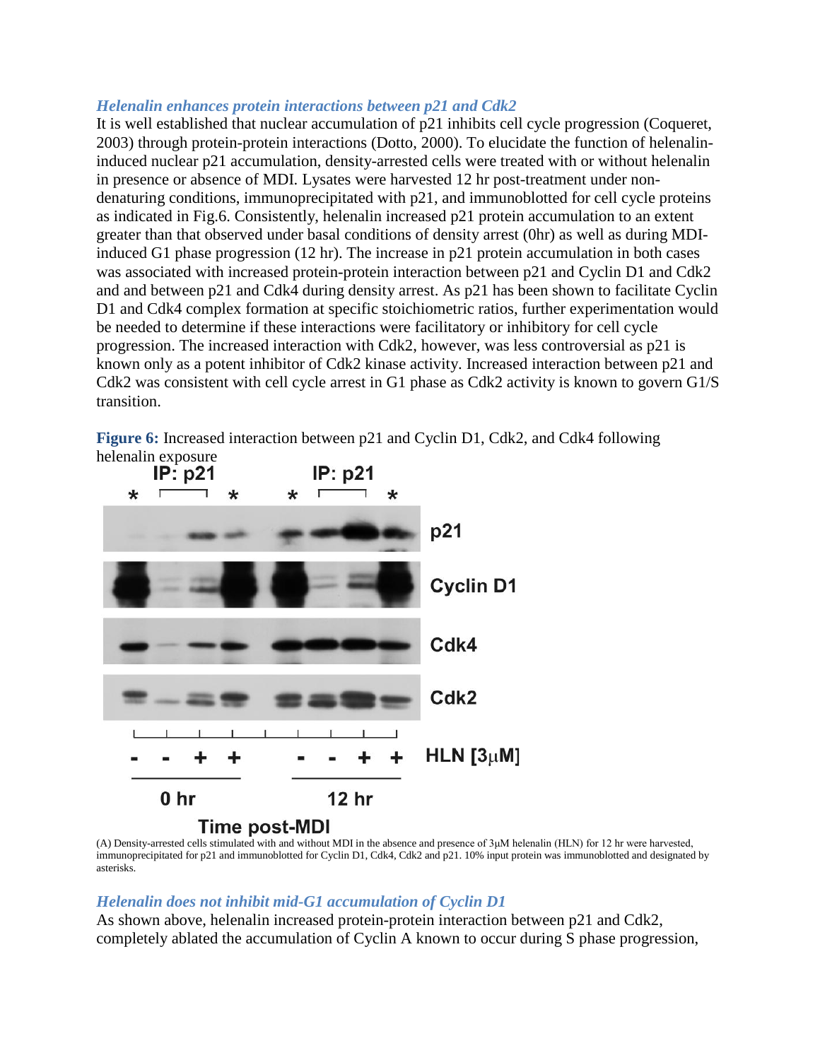### *Helenalin enhances protein interactions between p21 and Cdk2*

It is well established that nuclear accumulation of p21 inhibits cell cycle progression (Coqueret, 2003) through protein-protein interactions (Dotto, 2000). To elucidate the function of helenalin-induced nuclear p21 accumulation, density-arrested cells were treated with or without helenalin in presence or absence of MDI. Lysates were harvested 12 hr post-treatment under non-denaturing conditions, immunoprecipitated with p21, and immunoblotted for cell cycle proteins as indicated in Fig.6. Consistently, helenalin increased p21 protein accumulation to an extent greater than that observed under basal conditions of density arrest (0hr) as well as during MDI-induced G1 phase progression (12 hr). The increase in p21 protein accumulation in both cases was associated with increased protein-protein interaction between p21 and Cyclin D1 and Cdk2 and and between p21 and Cdk4 during density arrest. As p21 has been shown to facilitate Cyclin D1 and Cdk4 complex formation at specific stoichiometric ratios, further experimentation would be needed to determine if these interactions were facilitatory or inhibitory for cell cycle progression. The increased interaction with Cdk2, however, was less controversial as p21 is known only as a potent inhibitor of Cdk2 kinase activity. Increased interaction between p21 and Cdk2 was consistent with cell cycle arrest in G1 phase as Cdk2 activity is known to govern G1/S transition.

**Figure 6:** Increased interaction between p21 and Cyclin D1, Cdk2, and Cdk4 following helenalin exposure

(A) Density-arrested cells stimulated with and without MDI in the absence and presence of 3μM helenalin (HLN) for 12 hr were harvested, immunoprecipitated for p21 and immunoblotted for Cyclin D1, Cdk4, Cdk2 and p21. 10% input protein was immunoblotted and designated by asterisks.

### *Helenalin does not inhibit mid-G1 accumulation of Cyclin D1*

As shown above, helenalin increased protein-protein interaction between p21 and Cdk2, completely ablated the accumulation of Cyclin A known to occur during S phase progression,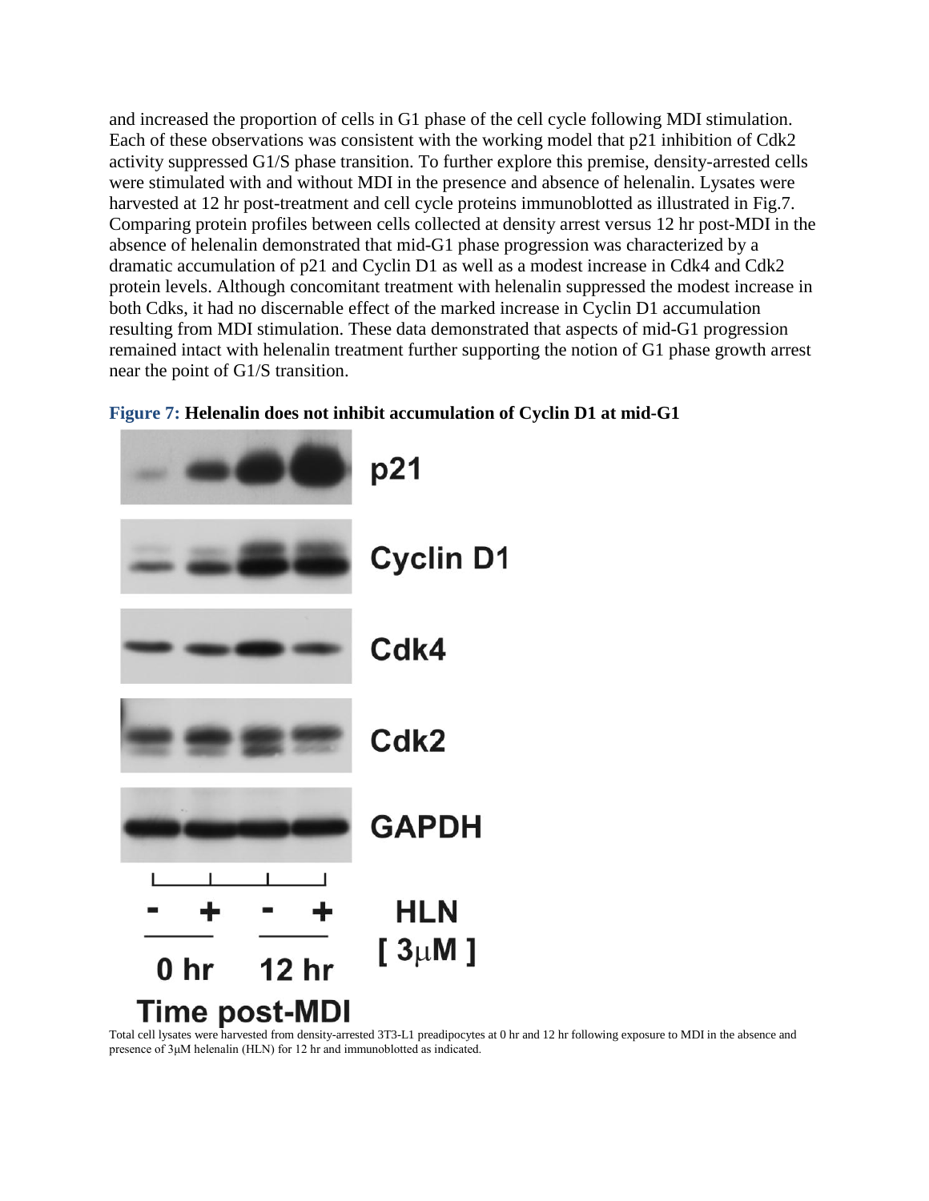and increased the proportion of cells in G1 phase of the cell cycle following MDI stimulation. Each of these observations was consistent with the working model that p21 inhibition of Cdk2 activity suppressed G1/S phase transition. To further explore this premise, density-arrested cells were stimulated with and without MDI in the presence and absence of helenalin. Lysates were harvested at 12 hr post-treatment and cell cycle proteins immunoblotted as illustrated in Fig.7. Comparing protein profiles between cells collected at density arrest versus 12 hr post-MDI in the absence of helenalin demonstrated that mid-G1 phase progression was characterized by a dramatic accumulation of p21 and Cyclin D1 as well as a modest increase in Cdk4 and Cdk2 protein levels. Although concomitant treatment with helenalin suppressed the modest increase in both Cdks, it had no discernable effect of the marked increase in Cyclin D1 accumulation resulting from MDI stimulation. These data demonstrated that aspects of mid-G1 progression remained intact with helenalin treatment further supporting the notion of G1 phase growth arrest near the point of G1/S transition.

**Figure 7: Helenalin does not inhibit accumulation of Cyclin D1 at mid-G1**

Total cell lysates were harvested from density-arrested 3T3-L1 preadipocytes at 0 hr and 12 hr following exposure to MDI in the absence and presence of 3μM helenalin (HLN) for 12 hr and immunoblotted as indicated.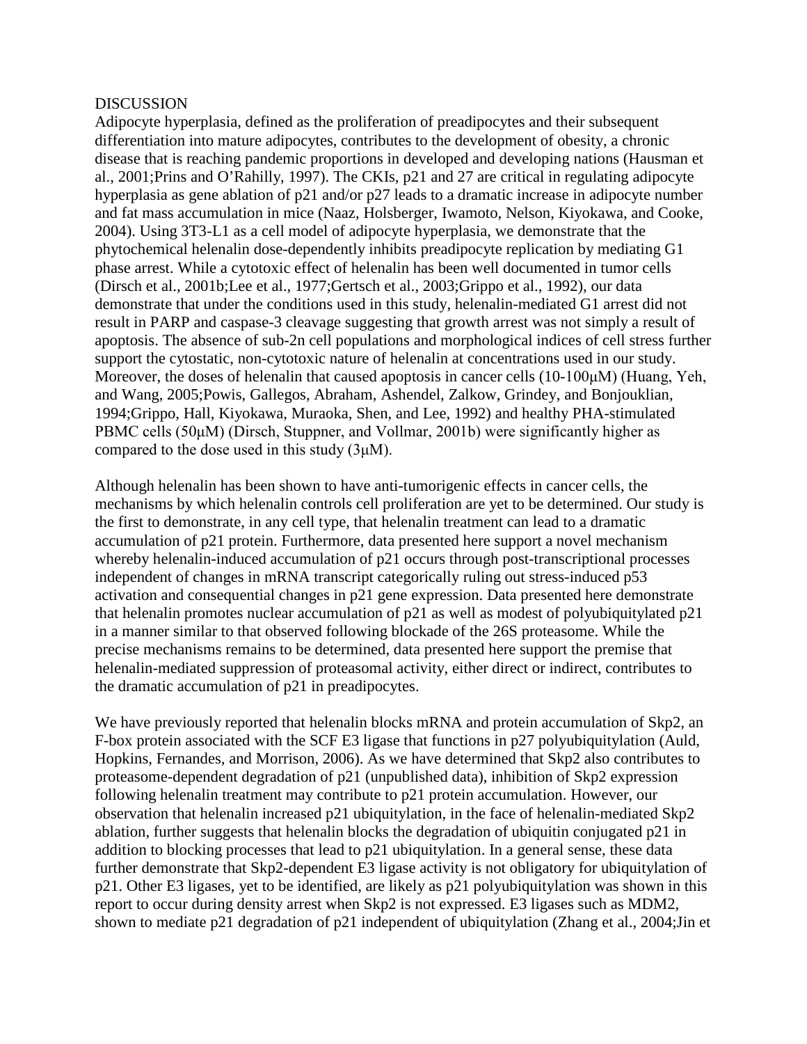## DISCUSSION

Adipocyte hyperplasia, defined as the proliferation of preadipocytes and their subsequent differentiation into mature adipocytes, contributes to the development of obesity, a chronic disease that is reaching pandemic proportions in developed and developing nations (Hausman et al., 2001;Prins and O'Rahilly, 1997). The CKIs, p21 and 27 are critical in regulating adipocyte hyperplasia as gene ablation of p21 and/or p27 leads to a dramatic increase in adipocyte number and fat mass accumulation in mice (Naaz, Holsberger, Iwamoto, Nelson, Kiyokawa, and Cooke, 2004). Using 3T3-L1 as a cell model of adipocyte hyperplasia, we demonstrate that the phytochemical helenalin dose-dependently inhibits preadipocyte replication by mediating G1 phase arrest. While a cytotoxic effect of helenalin has been well documented in tumor cells (Dirsch et al., 2001b;Lee et al., 1977;Gertsch et al., 2003;Grippo et al., 1992), our data demonstrate that under the conditions used in this study, helenalin-mediated G1 arrest did not result in PARP and caspase-3 cleavage suggesting that growth arrest was not simply a result of apoptosis. The absence of sub-2n cell populations and morphological indices of cell stress further support the cytostatic, non-cytotoxic nature of helenalin at concentrations used in our study. Moreover, the doses of helenalin that caused apoptosis in cancer cells (10-100μM) (Huang, Yeh, and Wang, 2005;Powis, Gallegos, Abraham, Ashendel, Zalkow, Grindey, and Bonjouklian, 1994;Grippo, Hall, Kiyokawa, Muraoka, Shen, and Lee, 1992) and healthy PHA-stimulated PBMC cells (50μM) (Dirsch, Stuppner, and Vollmar, 2001b) were significantly higher as compared to the dose used in this study (3μM).

Although helenalin has been shown to have anti-tumorigenic effects in cancer cells, the mechanisms by which helenalin controls cell proliferation are yet to be determined. Our study is the first to demonstrate, in any cell type, that helenalin treatment can lead to a dramatic accumulation of p21 protein. Furthermore, data presented here support a novel mechanism whereby helenalin-induced accumulation of p21 occurs through post-transcriptional processes independent of changes in mRNA transcript categorically ruling out stress-induced p53 activation and consequential changes in p21 gene expression. Data presented here demonstrate that helenalin promotes nuclear accumulation of p21 as well as modest of polyubiquitylated p21 in a manner similar to that observed following blockade of the 26S proteasome. While the precise mechanisms remains to be determined, data presented here support the premise that helenalin-mediated suppression of proteasomal activity, either direct or indirect, contributes to the dramatic accumulation of p21 in preadipocytes.

We have previously reported that helenalin blocks mRNA and protein accumulation of Skp2, an F-box protein associated with the SCF E3 ligase that functions in p27 polyubiquitylation (Auld, Hopkins, Fernandes, and Morrison, 2006). As we have determined that Skp2 also contributes to proteasome-dependent degradation of p21 (unpublished data), inhibition of Skp2 expression following helenalin treatment may contribute to p21 protein accumulation. However, our observation that helenalin increased p21 ubiquitylation, in the face of helenalin-mediated Skp2 ablation, further suggests that helenalin blocks the degradation of ubiquitin conjugated p21 in addition to blocking processes that lead to p21 ubiquitylation. In a general sense, these data further demonstrate that Skp2-dependent E3 ligase activity is not obligatory for ubiquitylation of p21. Other E3 ligases, yet to be identified, are likely as p21 polyubiquitylation was shown in this report to occur during density arrest when Skp2 is not expressed. E3 ligases such as MDM2, shown to mediate p21 degradation of p21 independent of ubiquitylation (Zhang et al., 2004;Jin et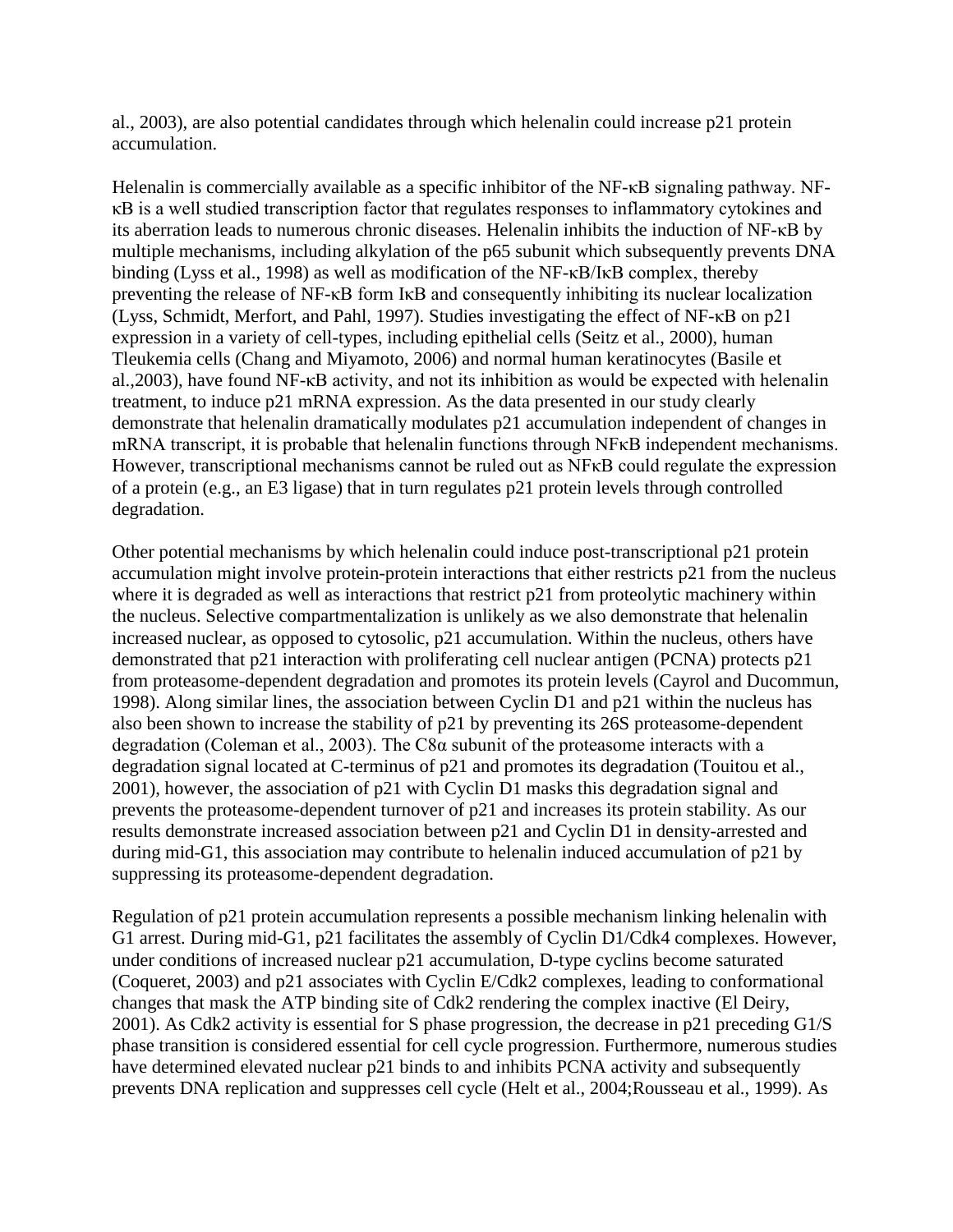al., 2003), are also potential candidates through which helenalin could increase p21 protein accumulation.

Helenalin is commercially available as a specific inhibitor of the NF-κB signaling pathway. NF-κB is a well studied transcription factor that regulates responses to inflammatory cytokines and its aberration leads to numerous chronic diseases. Helenalin inhibits the induction of NF-κB by multiple mechanisms, including alkylation of the p65 subunit which subsequently prevents DNA binding (Lyss et al., 1998) as well as modification of the NF-κB/IκB complex, thereby preventing the release of NF-κB form IκB and consequently inhibiting its nuclear localization (Lyss, Schmidt, Merfort, and Pahl, 1997). Studies investigating the effect of NF-κB on p21 expression in a variety of cell-types, including epithelial cells (Seitz et al., 2000), human Tleukemia cells (Chang and Miyamoto, 2006) and normal human keratinocytes (Basile et al.,2003), have found NF-κB activity, and not its inhibition as would be expected with helenalin treatment, to induce p21 mRNA expression. As the data presented in our study clearly demonstrate that helenalin dramatically modulates p21 accumulation independent of changes in mRNA transcript, it is probable that helenalin functions through NFκB independent mechanisms. However, transcriptional mechanisms cannot be ruled out as NFκB could regulate the expression of a protein (e.g., an E3 ligase) that in turn regulates p21 protein levels through controlled degradation.

Other potential mechanisms by which helenalin could induce post-transcriptional p21 protein accumulation might involve protein-protein interactions that either restricts p21 from the nucleus where it is degraded as well as interactions that restrict p21 from proteolytic machinery within the nucleus. Selective compartmentalization is unlikely as we also demonstrate that helenalin increased nuclear, as opposed to cytosolic, p21 accumulation. Within the nucleus, others have demonstrated that p21 interaction with proliferating cell nuclear antigen (PCNA) protects p21 from proteasome-dependent degradation and promotes its protein levels (Cayrol and Ducommun, 1998). Along similar lines, the association between Cyclin D1 and p21 within the nucleus has also been shown to increase the stability of p21 by preventing its 26S proteasome-dependent degradation (Coleman et al., 2003). The C8α subunit of the proteasome interacts with a degradation signal located at C-terminus of p21 and promotes its degradation (Touitou et al., 2001), however, the association of p21 with Cyclin D1 masks this degradation signal and prevents the proteasome-dependent turnover of p21 and increases its protein stability. As our results demonstrate increased association between p21 and Cyclin D1 in density-arrested and during mid-G1, this association may contribute to helenalin induced accumulation of p21 by suppressing its proteasome-dependent degradation.

Regulation of p21 protein accumulation represents a possible mechanism linking helenalin with G1 arrest. During mid-G1, p21 facilitates the assembly of Cyclin D1/Cdk4 complexes. However, under conditions of increased nuclear p21 accumulation, D-type cyclins become saturated (Coqueret, 2003) and p21 associates with Cyclin E/Cdk2 complexes, leading to conformational changes that mask the ATP binding site of Cdk2 rendering the complex inactive (El Deiry, 2001). As Cdk2 activity is essential for S phase progression, the decrease in p21 preceding G1/S phase transition is considered essential for cell cycle progression. Furthermore, numerous studies have determined elevated nuclear p21 binds to and inhibits PCNA activity and subsequently prevents DNA replication and suppresses cell cycle (Helt et al., 2004;Rousseau et al., 1999). As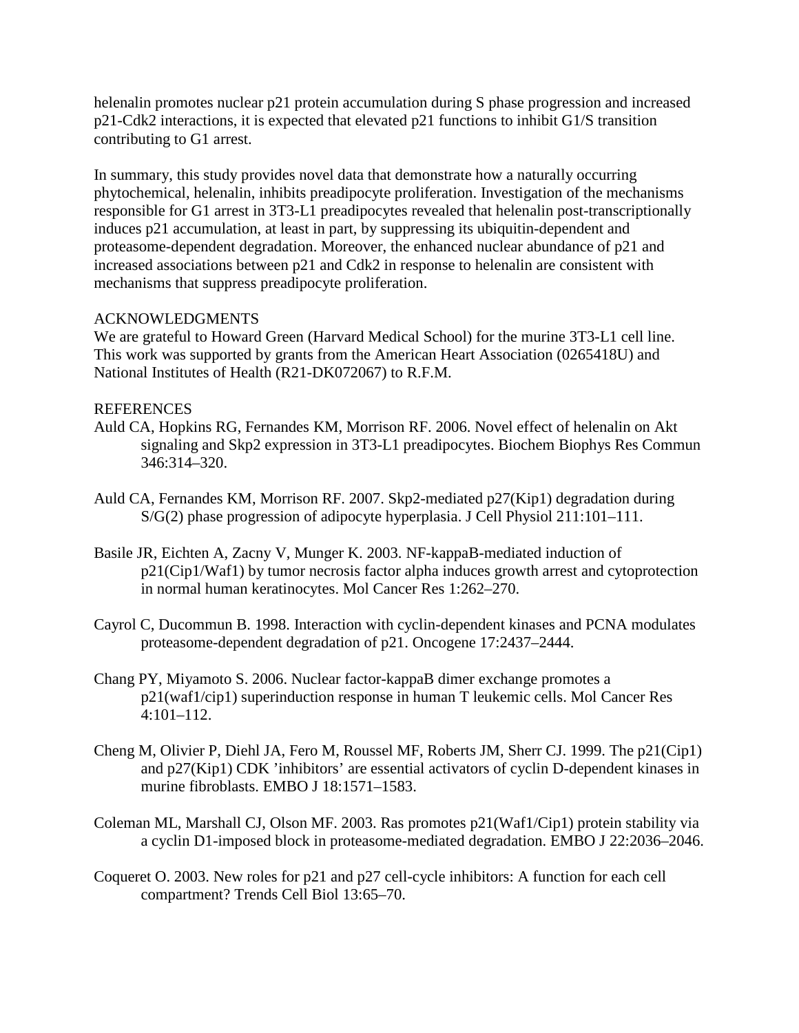helenalin promotes nuclear p21 protein accumulation during S phase progression and increased p21-Cdk2 interactions, it is expected that elevated p21 functions to inhibit G1/S transition contributing to G1 arrest.

In summary, this study provides novel data that demonstrate how a naturally occurring phytochemical, helenalin, inhibits preadipocyte proliferation. Investigation of the mechanisms responsible for G1 arrest in 3T3-L1 preadipocytes revealed that helenalin post-transcriptionally induces p21 accumulation, at least in part, by suppressing its ubiquitin-dependent and proteasome-dependent degradation. Moreover, the enhanced nuclear abundance of p21 and increased associations between p21 and Cdk2 in response to helenalin are consistent with mechanisms that suppress preadipocyte proliferation.

## ACKNOWLEDGMENTS

We are grateful to Howard Green (Harvard Medical School) for the murine 3T3-L1 cell line. This work was supported by grants from the American Heart Association (0265418U) and National Institutes of Health (R21-DK072067) to R.F.M.

## REFERENCES

Auld CA, Hopkins RG, Fernandes KM, Morrison RF. 2006. Novel effect of helenalin on Akt signaling and Skp2 expression in 3T3-L1 preadipocytes. Biochem Biophys Res Commun 346:314–320.

Auld CA, Fernandes KM, Morrison RF. 2007. Skp2-mediated p27(Kip1) degradation during S/G(2) phase progression of adipocyte hyperplasia. J Cell Physiol 211:101–111.

Basile JR, Eichten A, Zacny V, Munger K. 2003. NF-kappaB-mediated induction of p21(Cip1/Waf1) by tumor necrosis factor alpha induces growth arrest and cytoprotection in normal human keratinocytes. Mol Cancer Res 1:262–270.

Cayrol C, Ducommun B. 1998. Interaction with cyclin-dependent kinases and PCNA modulates proteasome-dependent degradation of p21. Oncogene 17:2437–2444.

Chang PY, Miyamoto S. 2006. Nuclear factor-kappaB dimer exchange promotes a p21(waf1/cip1) superinduction response in human T leukemic cells. Mol Cancer Res 4:101–112.

Cheng M, Olivier P, Diehl JA, Fero M, Roussel MF, Roberts JM, Sherr CJ. 1999. The p21(Cip1) and p27(Kip1) CDK 'inhibitors' are essential activators of cyclin D-dependent kinases in murine fibroblasts. EMBO J 18:1571–1583.

Coleman ML, Marshall CJ, Olson MF. 2003. Ras promotes p21(Waf1/Cip1) protein stability via a cyclin D1-imposed block in proteasome-mediated degradation. EMBO J 22:2036–2046.

Coqueret O. 2003. New roles for p21 and p27 cell-cycle inhibitors: A function for each cell compartment? Trends Cell Biol 13:65–70.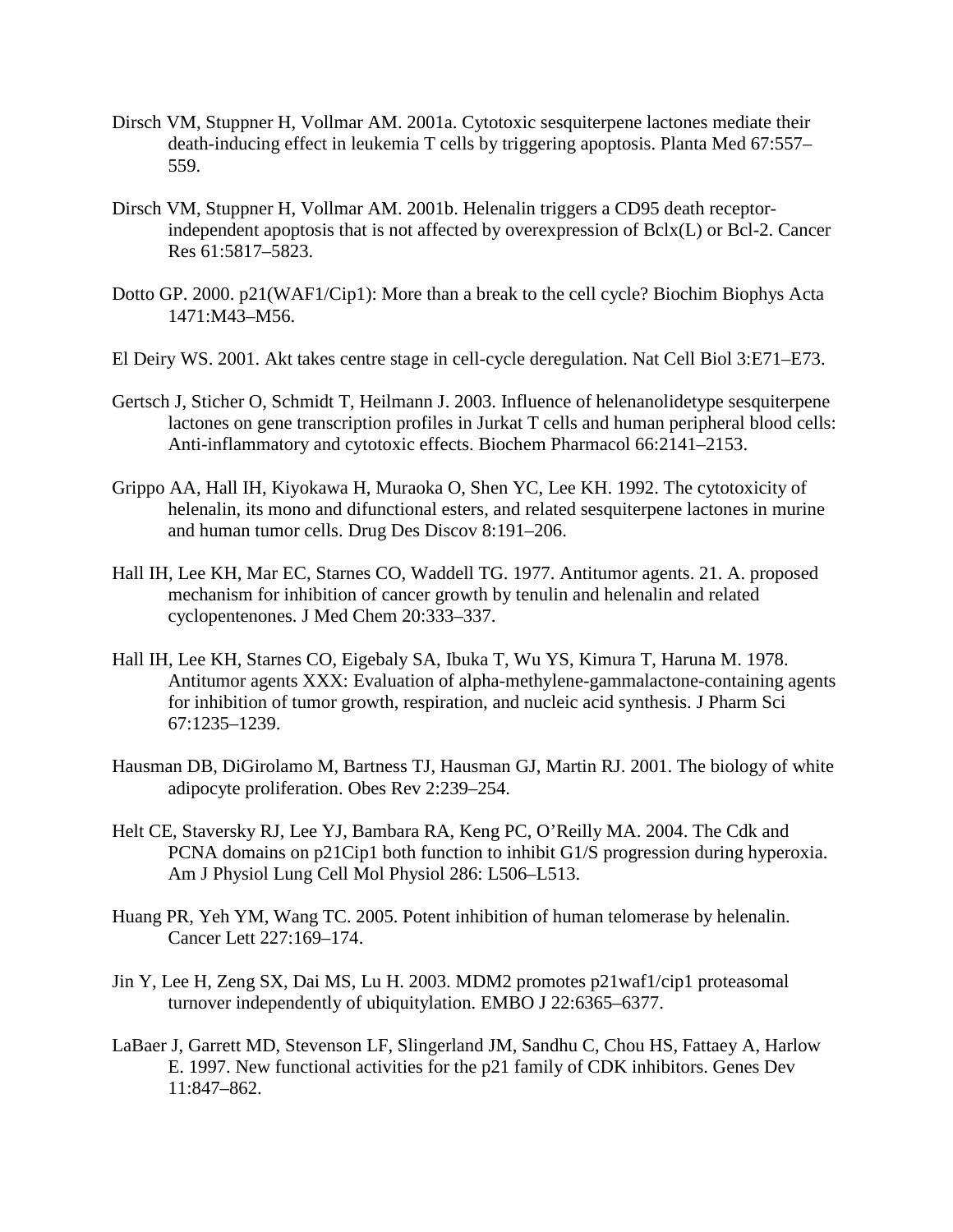Dirsch VM, Stuppner H, Vollmar AM. 2001a. Cytotoxic sesquiterpene lactones mediate their death-inducing effect in leukemia T cells by triggering apoptosis. Planta Med 67:557–559.

Dirsch VM, Stuppner H, Vollmar AM. 2001b. Helenalin triggers a CD95 death receptor-independent apoptosis that is not affected by overexpression of Bclx(L) or Bcl-2. Cancer Res 61:5817–5823.

Dotto GP. 2000. p21(WAF1/Cip1): More than a break to the cell cycle? Biochim Biophys Acta 1471:M43–M56.

El Deiry WS. 2001. Akt takes centre stage in cell-cycle deregulation. Nat Cell Biol 3:E71–E73.

Gertsch J, Sticher O, Schmidt T, Heilmann J. 2003. Influence of helenanolidetype sesquiterpene lactones on gene transcription profiles in Jurkat T cells and human peripheral blood cells: Anti-inflammatory and cytotoxic effects. Biochem Pharmacol 66:2141–2153.

Grippo AA, Hall IH, Kiyokawa H, Muraoka O, Shen YC, Lee KH. 1992. The cytotoxicity of helenalin, its mono and difunctional esters, and related sesquiterpene lactones in murine and human tumor cells. Drug Des Discov 8:191–206.

Hall IH, Lee KH, Mar EC, Starnes CO, Waddell TG. 1977. Antitumor agents. 21. A. proposed mechanism for inhibition of cancer growth by tenulin and helenalin and related cyclopentenones. J Med Chem 20:333–337.

Hall IH, Lee KH, Starnes CO, Eigebaly SA, Ibuka T, Wu YS, Kimura T, Haruna M. 1978. Antitumor agents XXX: Evaluation of alpha-methylene-gammalactone-containing agents for inhibition of tumor growth, respiration, and nucleic acid synthesis. J Pharm Sci 67:1235–1239.

Hausman DB, DiGirolamo M, Bartness TJ, Hausman GJ, Martin RJ. 2001. The biology of white adipocyte proliferation. Obes Rev 2:239–254.

Helt CE, Staversky RJ, Lee YJ, Bambara RA, Keng PC, O'Reilly MA. 2004. The Cdk and PCNA domains on p21Cip1 both function to inhibit G1/S progression during hyperoxia. Am J Physiol Lung Cell Mol Physiol 286: L506–L513.

Huang PR, Yeh YM, Wang TC. 2005. Potent inhibition of human telomerase by helenalin. Cancer Lett 227:169–174.

Jin Y, Lee H, Zeng SX, Dai MS, Lu H. 2003. MDM2 promotes p21waf1/cip1 proteasomal turnover independently of ubiquitylation. EMBO J 22:6365–6377.

LaBaer J, Garrett MD, Stevenson LF, Slingerland JM, Sandhu C, Chou HS, Fattaey A, Harlow E. 1997. New functional activities for the p21 family of CDK inhibitors. Genes Dev 11:847–862.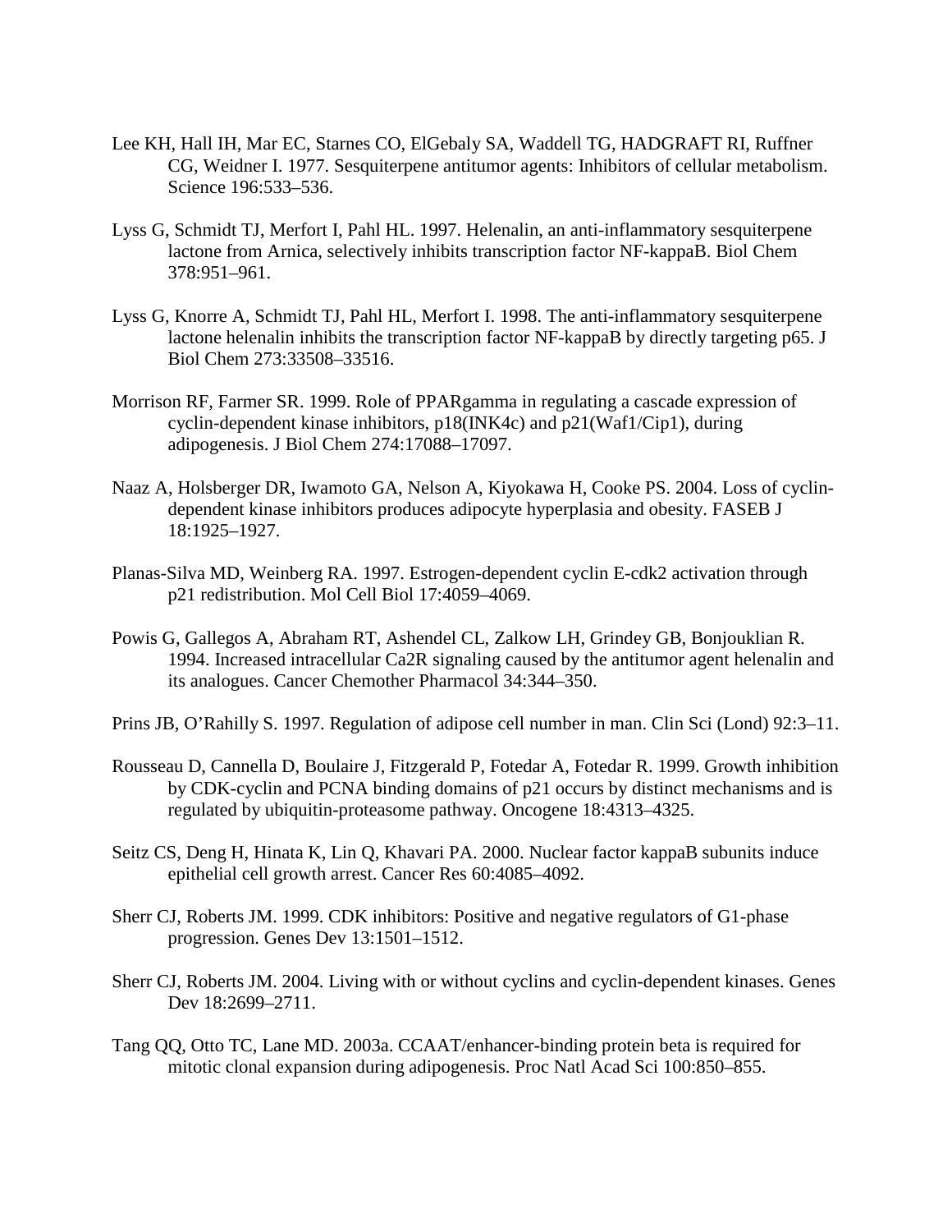Lee KH, Hall IH, Mar EC, Starnes CO, ElGebaly SA, Waddell TG, HADGRAFT RI, Ruffner CG, Weidner I. 1977. Sesquiterpene antitumor agents: Inhibitors of cellular metabolism. Science 196:533–536.

Lyss G, Schmidt TJ, Merfort I, Pahl HL. 1997. Helenalin, an anti-inflammatory sesquiterpene lactone from Arnica, selectively inhibits transcription factor NF-kappaB. Biol Chem 378:951–961.

Lyss G, Knorre A, Schmidt TJ, Pahl HL, Merfort I. 1998. The anti-inflammatory sesquiterpene lactone helenalin inhibits the transcription factor NF-kappaB by directly targeting p65. J Biol Chem 273:33508–33516.

Morrison RF, Farmer SR. 1999. Role of PPARgamma in regulating a cascade expression of cyclin-dependent kinase inhibitors, p18(INK4c) and p21(Waf1/Cip1), during adipogenesis. J Biol Chem 274:17088–17097.

Naaz A, Holsberger DR, Iwamoto GA, Nelson A, Kiyokawa H, Cooke PS. 2004. Loss of cyclin-dependent kinase inhibitors produces adipocyte hyperplasia and obesity. FASEB J 18:1925–1927.

Planas-Silva MD, Weinberg RA. 1997. Estrogen-dependent cyclin E-cdk2 activation through p21 redistribution. Mol Cell Biol 17:4059–4069.

Powis G, Gallegos A, Abraham RT, Ashendel CL, Zalkow LH, Grindey GB, Bonjouklian R. 1994. Increased intracellular Ca2R signaling caused by the antitumor agent helenalin and its analogues. Cancer Chemother Pharmacol 34:344–350.

Prins JB, O'Rahilly S. 1997. Regulation of adipose cell number in man. Clin Sci (Lond) 92:3–11.

Rousseau D, Cannella D, Boulaire J, Fitzgerald P, Fotedar A, Fotedar R. 1999. Growth inhibition by CDK-cyclin and PCNA binding domains of p21 occurs by distinct mechanisms and is regulated by ubiquitin-proteasome pathway. Oncogene 18:4313–4325.

Seitz CS, Deng H, Hinata K, Lin Q, Khavari PA. 2000. Nuclear factor kappaB subunits induce epithelial cell growth arrest. Cancer Res 60:4085–4092.

Sherr CJ, Roberts JM. 1999. CDK inhibitors: Positive and negative regulators of G1-phase progression. Genes Dev 13:1501–1512.

Sherr CJ, Roberts JM. 2004. Living with or without cyclins and cyclin-dependent kinases. Genes Dev 18:2699–2711.

Tang QQ, Otto TC, Lane MD. 2003a. CCAAT/enhancer-binding protein beta is required for mitotic clonal expansion during adipogenesis. Proc Natl Acad Sci 100:850–855.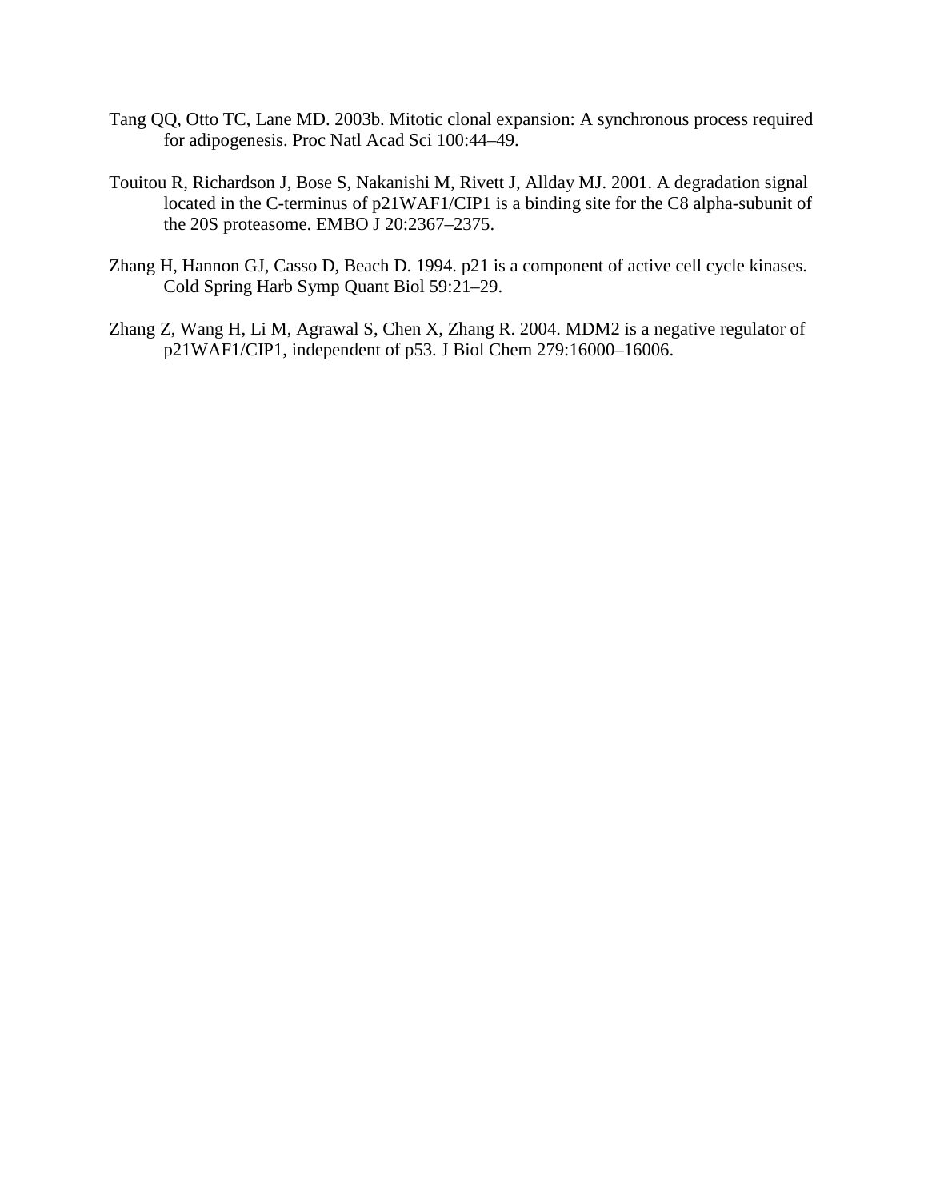Tang QQ, Otto TC, Lane MD. 2003b. Mitotic clonal expansion: A synchronous process required for adipogenesis. Proc Natl Acad Sci 100:44–49.

Touitou R, Richardson J, Bose S, Nakanishi M, Rivett J, Allday MJ. 2001. A degradation signal located in the C-terminus of p21WAF1/CIP1 is a binding site for the C8 alpha-subunit of the 20S proteasome. EMBO J 20:2367–2375.

Zhang H, Hannon GJ, Casso D, Beach D. 1994. p21 is a component of active cell cycle kinases. Cold Spring Harb Symp Quant Biol 59:21–29.

Zhang Z, Wang H, Li M, Agrawal S, Chen X, Zhang R. 2004. MDM2 is a negative regulator of p21WAF1/CIP1, independent of p53. J Biol Chem 279:16000–16006.